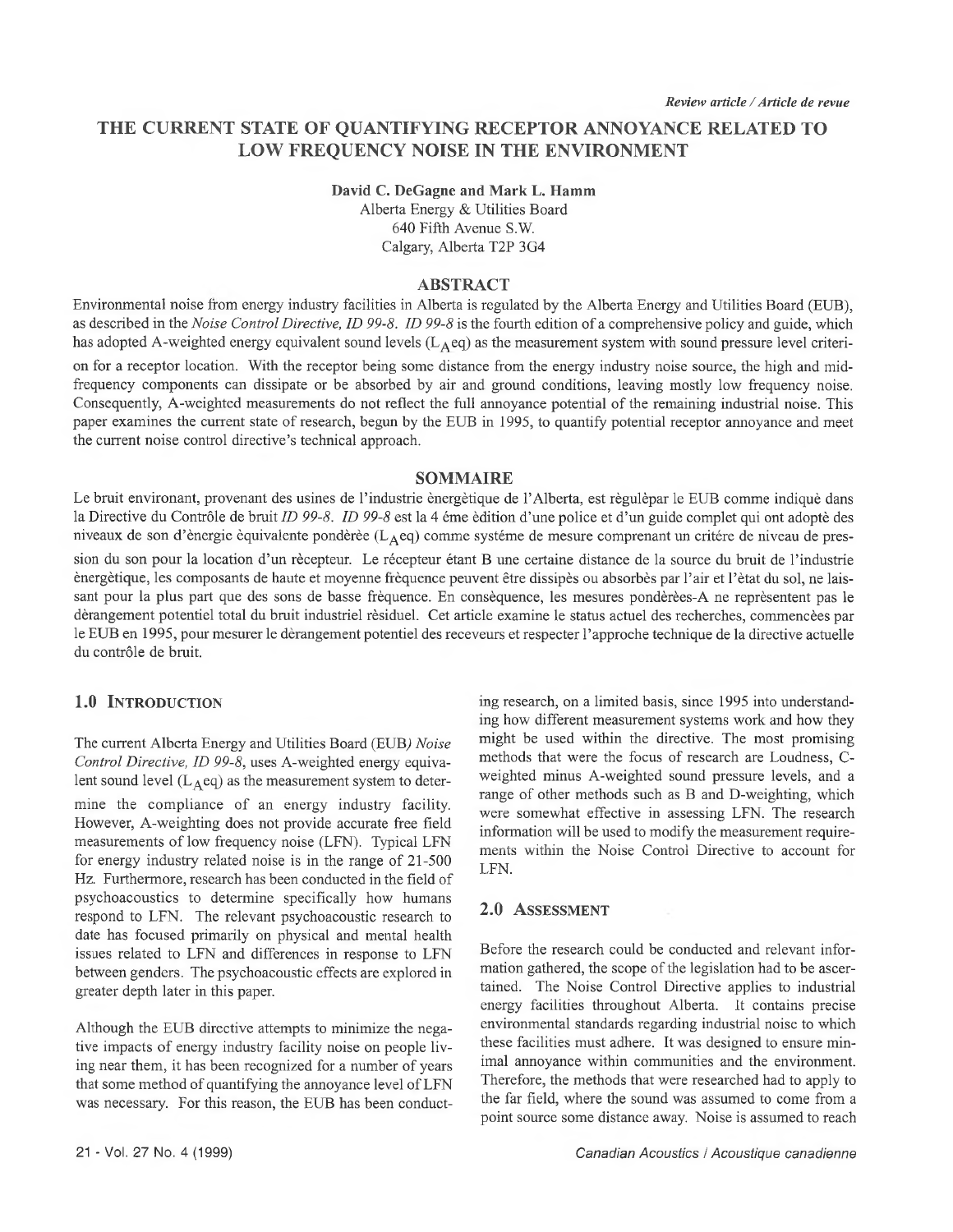*Review article / Article de revue*

# THE CURRENT STATE OF QUANTIFYING RECEPTOR ANNOYANCE RELATED TO LOW FREQUENCY NOISE IN THE ENVIRONMENT

**David C. DeGagne and Mark L. Hamm**

Alberta Energy & Utilities Board
640 Fifth Avenue S.W.
Calgary, Alberta T2P 3G4

## ABSTRACT

Environmental noise from energy industry facilities in Alberta is regulated by the Alberta Energy and Utilities Board (EUB), as described in the *Noise Control Directive, ID 99-8*. *ID 99-8* is the fourth edition of a comprehensive policy and guide, which has adopted A-weighted energy equivalent sound levels ($L_A$eq) as the measurement system with sound pressure level criterion for a receptor location. With the receptor being some distance from the energy industry noise source, the high and mid-frequency components can dissipate or be absorbed by air and ground conditions, leaving mostly low frequency noise. Consequently, A-weighted measurements do not reflect the full annoyance potential of the remaining industrial noise. This paper examines the current state of research, begun by the EUB in 1995, to quantify potential receptor annoyance and meet the current noise control directive's technical approach.

## SOMMAIRE

Le bruit environant, provenant des usines de l'industrie ènergètique de l'Alberta, est règulèpar le EUB comme indiquè dans la Directive du Contrôle de bruit *ID 99-8*. *ID 99-8* est la 4 éme èdition d'une police et d'un guide complet qui ont adoptè des niveaux de son d'ènergie èquivalente pondèrèe ($L_A$eq) comme systéme de mesure comprenant un critére de niveau de pression du son pour la location d'un rècepteur. Le rècepteur étant B une certaine distance de la source du bruit de l'industrie ènergètique, les composants de haute et moyenne frèquence peuvent être dissipès ou absorbès par l'air et l'ètat du sol, ne laissant pour la plus part que des sons de basse frèquence. En consèquence, les mesures pondèrèes-A ne reprèsentent pas le dèrangement potentiel total du bruit industriel rèsiduel. Cet article examine le status actuel des recherches, commencèes par le EUB en 1995, pour mesurer le dèrangement potentiel des receveurs et respecter l'approche technique de la directive actuelle du contrôle de bruit.

## 1.0 Introduction

The current Alberta Energy and Utilities Board (EUB*) Noise Control Directive, ID 99-8*, uses A-weighted energy equivalent sound level ($L_A$eq) as the measurement system to determine the compliance of an energy industry facility. However, A-weighting does not provide accurate free field measurements of low frequency noise (LFN). Typical LFN for energy industry related noise is in the range of 21-500 Hz. Furthermore, research has been conducted in the field of psychoacoustics to determine specifically how humans respond to LFN. The relevant psychoacoustic research to date has focused primarily on physical and mental health issues related to LFN and differences in response to LFN between genders. The psychoacoustic effects are explored in greater depth later in this paper.

Although the EUB directive attempts to minimize the negative impacts of energy industry facility noise on people living near them, it has been recognized for a number of years that some method of quantifying the annoyance level of LFN was necessary. For this reason, the EUB has been conducting research, on a limited basis, since 1995 into understanding how different measurement systems work and how they might be used within the directive. The most promising methods that were the focus of research are Loudness, C-weighted minus A-weighted sound pressure levels, and a range of other methods such as B and D-weighting, which were somewhat effective in assessing LFN. The research information will be used to modify the measurement requirements within the Noise Control Directive to account for LFN.

## 2.0 Assessment

Before the research could be conducted and relevant information gathered, the scope of the legislation had to be ascertained. The Noise Control Directive applies to industrial energy facilities throughout Alberta. It contains precise environmental standards regarding industrial noise to which these facilities must adhere. It was designed to ensure minimal annoyance within communities and the environment. Therefore, the methods that were researched had to apply to the far field, where the sound was assumed to come from a point source some distance away. Noise is assumed to reach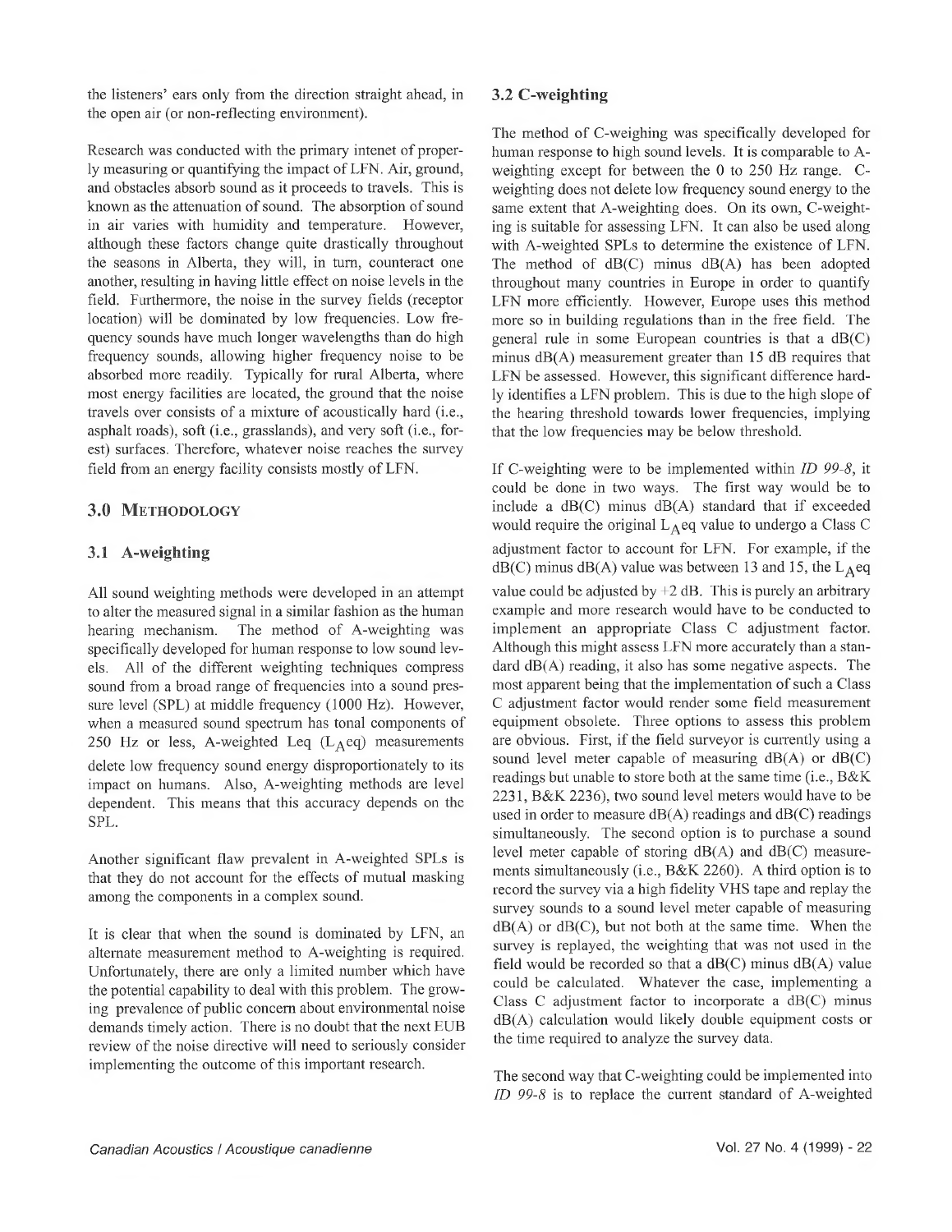the listeners' ears only from the direction straight ahead, in the open air (or non-reflecting environment).

Research was conducted with the primary intenet of properly measuring or quantifying the impact of LFN. Air, ground, and obstacles absorb sound as it proceeds to travels. This is known as the attenuation of sound. The absorption of sound in air varies with humidity and temperature. However, although these factors change quite drastically throughout the seasons in Alberta, they will, in turn, counteract one another, resulting in having little effect on noise levels in the field. Furthermore, the noise in the survey fields (receptor location) will be dominated by low frequencies. Low frequency sounds have much longer wavelengths than do high frequency sounds, allowing higher frequency noise to be absorbed more readily. Typically for rural Alberta, where most energy facilities are located, the ground that the noise travels over consists of a mixture of acoustically hard (i.e., asphalt roads), soft (i.e., grasslands), and very soft (i.e., forest) surfaces. Therefore, whatever noise reaches the survey field from an energy facility consists mostly of LFN.

## 3.0 Methodology

### 3.1 A-weighting

All sound weighting methods were developed in an attempt to alter the measured signal in a similar fashion as the human hearing mechanism. The method of A-weighting was specifically developed for human response to low sound levels. All of the different weighting techniques compress sound from a broad range of frequencies into a sound pressure level (SPL) at middle frequency (1000 Hz). However, when a measured sound spectrum has tonal components of 250 Hz or less, A-weighted Leq ($L_A$eq) measurements delete low frequency sound energy disproportionately to its impact on humans. Also, A-weighting methods are level dependent. This means that this accuracy depends on the SPL.

Another significant flaw prevalent in A-weighted SPLs is that they do not account for the effects of mutual masking among the components in a complex sound.

It is clear that when the sound is dominated by LFN, an alternate measurement method to A-weighting is required. Unfortunately, there are only a limited number which have the potential capability to deal with this problem. The growing prevalence of public concern about environmental noise demands timely action. There is no doubt that the next EUB review of the noise directive will need to seriously consider implementing the outcome of this important research.

### 3.2 C-weighting

The method of C-weighing was specifically developed for human response to high sound levels. It is comparable to A-weighting except for between the 0 to 250 Hz range. C-weighting does not delete low frequency sound energy to the same extent that A-weighting does. On its own, C-weighting is suitable for assessing LFN. It can also be used along with A-weighted SPLs to determine the existence of LFN. The method of dB(C) minus dB(A) has been adopted throughout many countries in Europe in order to quantify LFN more efficiently. However, Europe uses this method more so in building regulations than in the free field. The general rule in some European countries is that a dB(C) minus dB(A) measurement greater than 15 dB requires that LFN be assessed. However, this significant difference hardly identifies a LFN problem. This is due to the high slope of the hearing threshold towards lower frequencies, implying that the low frequencies may be below threshold.

If C-weighting were to be implemented within *ID 99-8*, it could be done in two ways. The first way would be to include a dB(C) minus dB(A) standard that if exceeded would require the original $L_A$eq value to undergo a Class C adjustment factor to account for LFN. For example, if the dB(C) minus dB(A) value was between 13 and 15, the $L_A$eq value could be adjusted by +2 dB. This is purely an arbitrary example and more research would have to be conducted to implement an appropriate Class C adjustment factor. Although this might assess LFN more accurately than a standard dB(A) reading, it also has some negative aspects. The most apparent being that the implementation of such a Class C adjustment factor would render some field measurement equipment obsolete. Three options to assess this problem are obvious. First, if the field surveyor is currently using a sound level meter capable of measuring dB(A) or dB(C) readings but unable to store both at the same time (i.e., B&K 2231, B&K 2236), two sound level meters would have to be used in order to measure dB(A) readings and dB(C) readings simultaneously. The second option is to purchase a sound level meter capable of storing dB(A) and dB(C) measurements simultaneously (i.e., B&K 2260). A third option is to record the survey via a high fidelity VHS tape and replay the survey sounds to a sound level meter capable of measuring dB(A) or dB(C), but not both at the same time. When the survey is replayed, the weighting that was not used in the field would be recorded so that a dB(C) minus dB(A) value could be calculated. Whatever the case, implementing a Class C adjustment factor to incorporate a dB(C) minus dB(A) calculation would likely double equipment costs or the time required to analyze the survey data.

The second way that C-weighting could be implemented into *ID 99-8* is to replace the current standard of A-weighted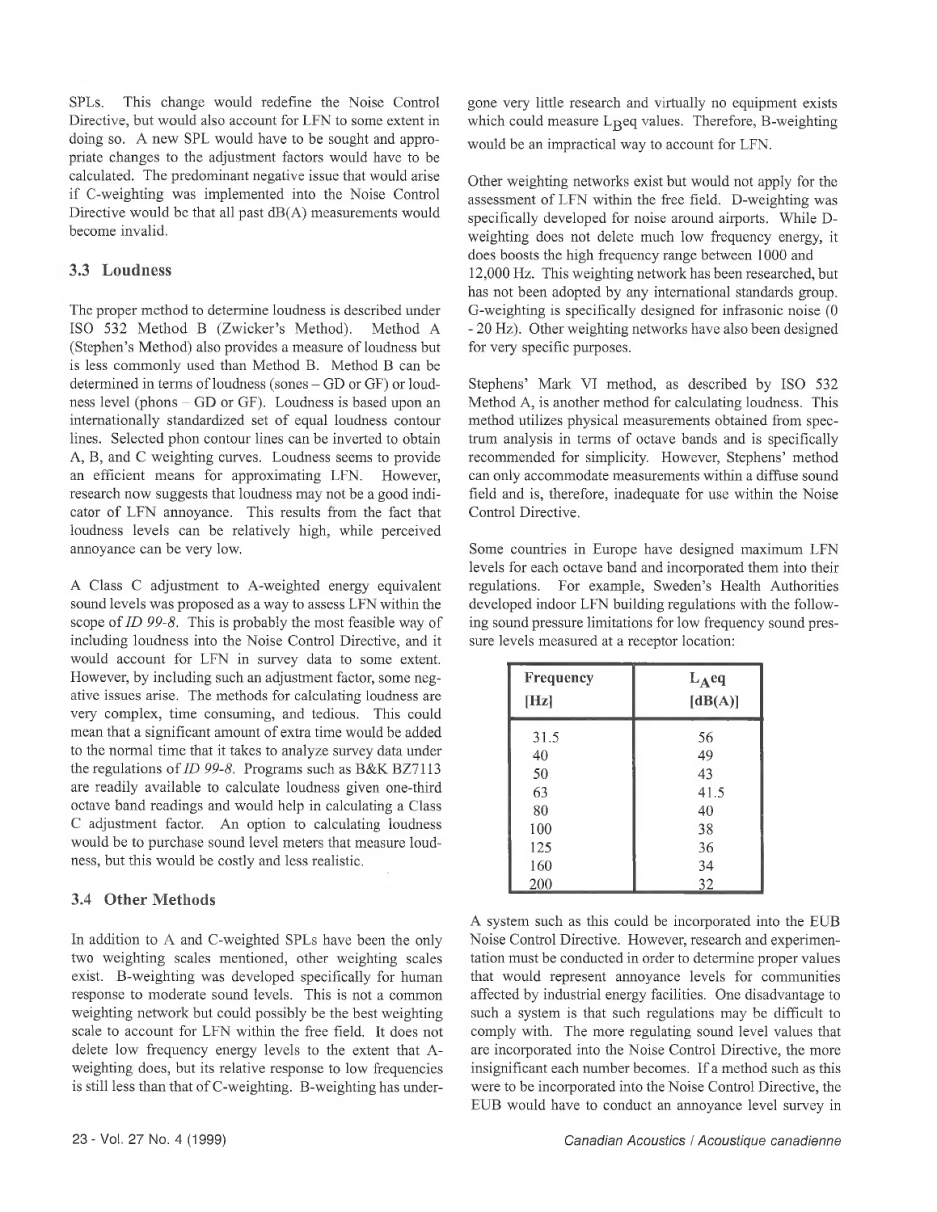SPLs. This change would redefine the Noise Control Directive, but would also account for LFN to some extent in doing so. A new SPL would have to be sought and appropriate changes to the adjustment factors would have to be calculated. The predominant negative issue that would arise if C-weighting was implemented into the Noise Control Directive would be that all past dB(A) measurements would become invalid.

### 3.3 Loudness

The proper method to determine loudness is described under ISO 532 Method B (Zwicker's Method). Method A (Stephen's Method) also provides a measure of loudness but is less commonly used than Method B. Method B can be determined in terms of loudness (sones – GD or GF) or loudness level (phons – GD or GF). Loudness is based upon an internationally standardized set of equal loudness contour lines. Selected phon contour lines can be inverted to obtain A, B, and C weighting curves. Loudness seems to provide an efficient means for approximating LFN. However, research now suggests that loudness may not be a good indicator of LFN annoyance. This results from the fact that loudness levels can be relatively high, while perceived annoyance can be very low.

A Class C adjustment to A-weighted energy equivalent sound levels was proposed as a way to assess LFN within the scope of *ID 99-8*. This is probably the most feasible way of including loudness into the Noise Control Directive, and it would account for LFN in survey data to some extent. However, by including such an adjustment factor, some negative issues arise. The methods for calculating loudness are very complex, time consuming, and tedious. This could mean that a significant amount of extra time would be added to the normal time that it takes to analyze survey data under the regulations of *ID 99-8*. Programs such as B&K BZ7113 are readily available to calculate loudness given one-third octave band readings and would help in calculating a Class C adjustment factor. An option to calculating loudness would be to purchase sound level meters that measure loudness, but this would be costly and less realistic.

### 3.4 Other Methods

In addition to A and C-weighted SPLs have been the only two weighting scales mentioned, other weighting scales exist. B-weighting was developed specifically for human response to moderate sound levels. This is not a common weighting network but could possibly be the best weighting scale to account for LFN within the free field. It does not delete low frequency energy levels to the extent that A-weighting does, but its relative response to low frequencies is still less than that of C-weighting. B-weighting has undergone very little research and virtually no equipment exists which could measure $L_Beq$ values. Therefore, B-weighting would be an impractical way to account for LFN.

Other weighting networks exist but would not apply for the assessment of LFN within the free field. D-weighting was specifically developed for noise around airports. While D-weighting does not delete much low frequency energy, it does boosts the high frequency range between 1000 and 12,000 Hz. This weighting network has been researched, but has not been adopted by any international standards group. G-weighting is specifically designed for infrasonic noise (0 - 20 Hz). Other weighting networks have also been designed for very specific purposes.

Stephens' Mark VI method, as described by ISO 532 Method A, is another method for calculating loudness. This method utilizes physical measurements obtained from spectrum analysis in terms of octave bands and is specifically recommended for simplicity. However, Stephens' method can only accommodate measurements within a diffuse sound field and is, therefore, inadequate for use within the Noise Control Directive.

Some countries in Europe have designed maximum LFN levels for each octave band and incorporated them into their regulations. For example, Sweden's Health Authorities developed indoor LFN building regulations with the following sound pressure limitations for low frequency sound pressure levels measured at a receptor location:

| Frequency [Hz] | $L_Aeq$ [dB(A)] |
|---|---|
| 31.5 | 56 |
| 40 | 49 |
| 50 | 43 |
| 63 | 41.5 |
| 80 | 40 |
| 100 | 38 |
| 125 | 36 |
| 160 | 34 |
| 200 | 32 |

A system such as this could be incorporated into the EUB Noise Control Directive. However, research and experimentation must be conducted in order to determine proper values that would represent annoyance levels for communities affected by industrial energy facilities. One disadvantage to such a system is that such regulations may be difficult to comply with. The more regulating sound level values that are incorporated into the Noise Control Directive, the more insignificant each number becomes. If a method such as this were to be incorporated into the Noise Control Directive, the EUB would have to conduct an annoyance level survey in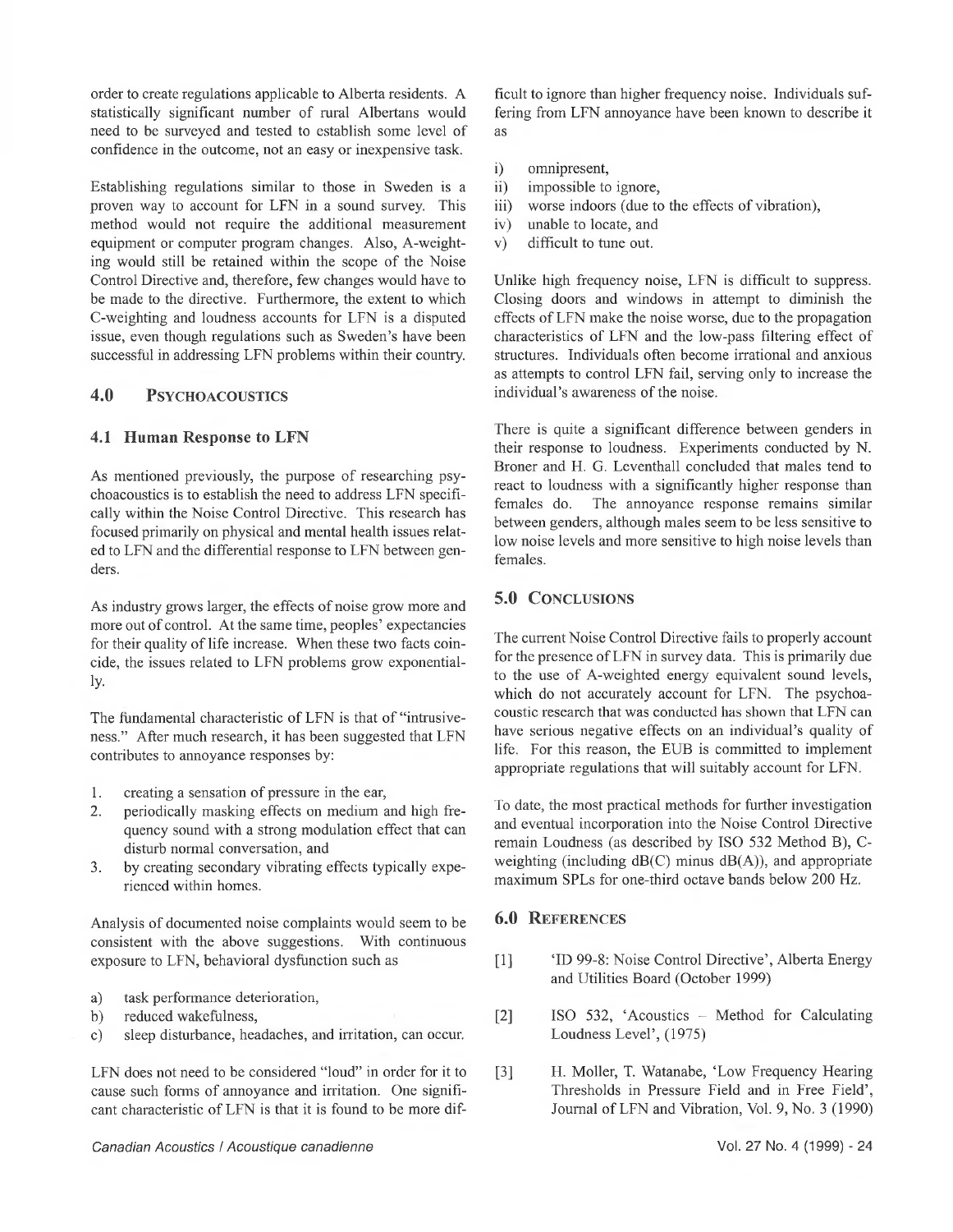order to create regulations applicable to Alberta residents. A statistically significant number of rural Albertans would need to be surveyed and tested to establish some level of confidence in the outcome, not an easy or inexpensive task.

Establishing regulations similar to those in Sweden is a proven way to account for LFN in a sound survey. This method would not require the additional measurement equipment or computer program changes. Also, A-weighting would still be retained within the scope of the Noise Control Directive and, therefore, few changes would have to be made to the directive. Furthermore, the extent to which C-weighting and loudness accounts for LFN is a disputed issue, even though regulations such as Sweden's have been successful in addressing LFN problems within their country.

## 4.0 Psychoacoustics

### 4.1 Human Response to LFN

As mentioned previously, the purpose of researching psychoacoustics is to establish the need to address LFN specifically within the Noise Control Directive. This research has focused primarily on physical and mental health issues related to LFN and the differential response to LFN between genders.

As industry grows larger, the effects of noise grow more and more out of control. At the same time, peoples' expectancies for their quality of life increase. When these two facts coincide, the issues related to LFN problems grow exponentially.

The fundamental characteristic of LFN is that of "intrusiveness." After much research, it has been suggested that LFN contributes to annoyance responses by:

1. creating a sensation of pressure in the ear,
2. periodically masking effects on medium and high frequency sound with a strong modulation effect that can disturb normal conversation, and
3. by creating secondary vibrating effects typically experienced within homes.

Analysis of documented noise complaints would seem to be consistent with the above suggestions. With continuous exposure to LFN, behavioral dysfunction such as

a) task performance deterioration,
b) reduced wakefulness,
c) sleep disturbance, headaches, and irritation, can occur.

LFN does not need to be considered "loud" in order for it to cause such forms of annoyance and irritation. One significant characteristic of LFN is that it is found to be more difficult to ignore than higher frequency noise. Individuals suffering from LFN annoyance have been known to describe it as

i) omnipresent,
ii) impossible to ignore,
iii) worse indoors (due to the effects of vibration),
iv) unable to locate, and
v) difficult to tune out.

Unlike high frequency noise, LFN is difficult to suppress. Closing doors and windows in attempt to diminish the effects of LFN make the noise worse, due to the propagation characteristics of LFN and the low-pass filtering effect of structures. Individuals often become irrational and anxious as attempts to control LFN fail, serving only to increase the individual's awareness of the noise.

There is quite a significant difference between genders in their response to loudness. Experiments conducted by N. Broner and H. G. Leventhall concluded that males tend to react to loudness with a significantly higher response than females do. The annoyance response remains similar between genders, although males seem to be less sensitive to low noise levels and more sensitive to high noise levels than females.

## 5.0 Conclusions

The current Noise Control Directive fails to properly account for the presence of LFN in survey data. This is primarily due to the use of A-weighted energy equivalent sound levels, which do not accurately account for LFN. The psychoacoustic research that was conducted has shown that LFN can have serious negative effects on an individual's quality of life. For this reason, the EUB is committed to implement appropriate regulations that will suitably account for LFN.

To date, the most practical methods for further investigation and eventual incorporation into the Noise Control Directive remain Loudness (as described by ISO 532 Method B), C-weighting (including dB(C) minus dB(A)), and appropriate maximum SPLs for one-third octave bands below 200 Hz.

## 6.0 References

[1] 'ID 99-8: Noise Control Directive', Alberta Energy and Utilities Board (October 1999)

[2] ISO 532, 'Acoustics – Method for Calculating Loudness Level', (1975)

[3] H. Moller, T. Watanabe, 'Low Frequency Hearing Thresholds in Pressure Field and in Free Field', Journal of LFN and Vibration, Vol. 9, No. 3 (1990)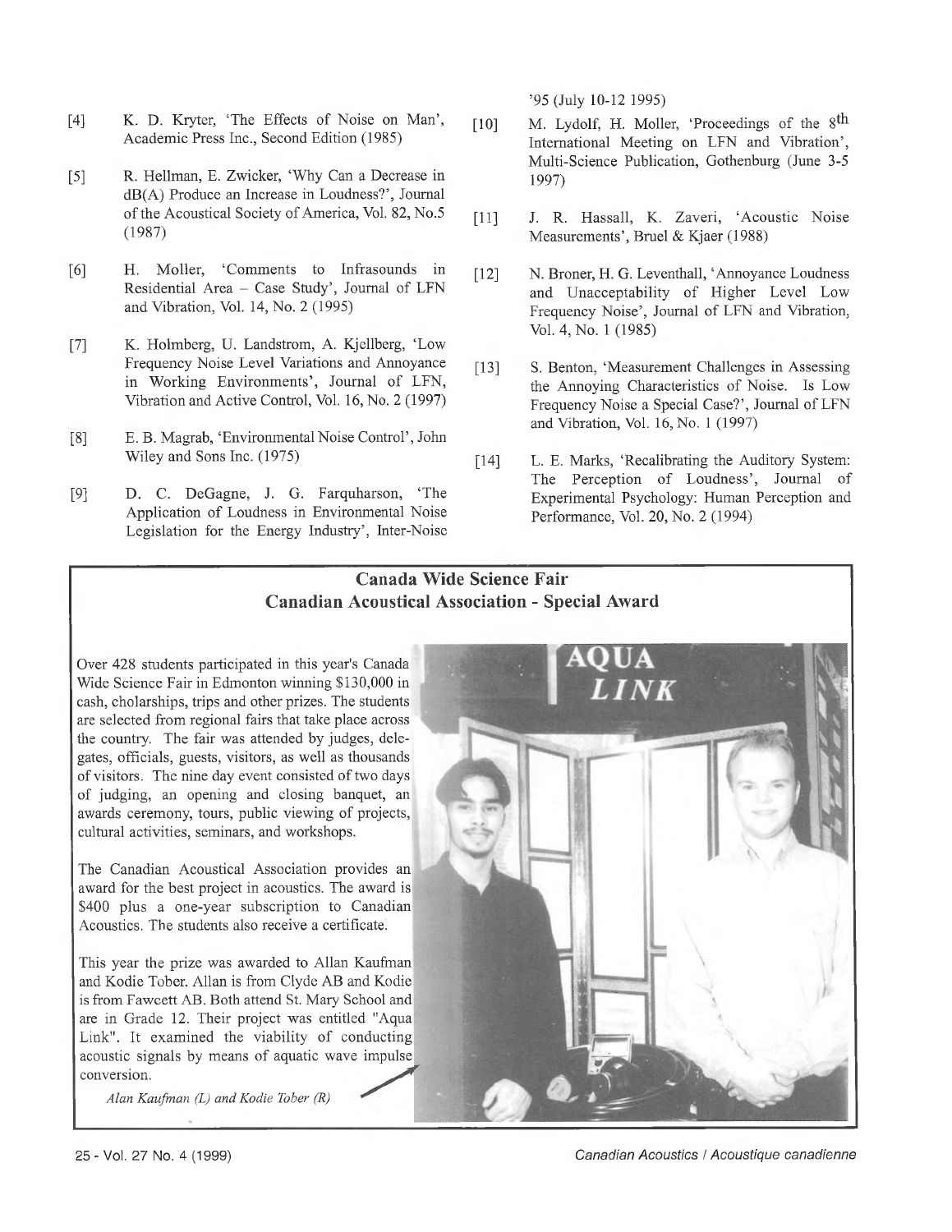[4] K. D. Kryter, 'The Effects of Noise on Man', Academic Press Inc., Second Edition (1985)

[5] R. Hellman, E. Zwicker, 'Why Can a Decrease in dB(A) Produce an Increase in Loudness?', Journal of the Acoustical Society of America, Vol. 82, No.5 (1987)

[6] H. Moller, 'Comments to Infrasounds in Residential Area – Case Study', Journal of LFN and Vibration, Vol. 14, No. 2 (1995)

[7] K. Holmberg, U. Landstrom, A. Kjellberg, 'Low Frequency Noise Level Variations and Annoyance in Working Environments', Journal of LFN, Vibration and Active Control, Vol. 16, No. 2 (1997)

[8] E. B. Magrab, 'Environmental Noise Control', John Wiley and Sons Inc. (1975)

[9] D. C. DeGagne, J. G. Farquharson, 'The Application of Loudness in Environmental Noise Legislation for the Energy Industry', Inter-Noise '95 (July 10-12 1995)

[10] M. Lydolf, H. Moller, 'Proceedings of the 8th International Meeting on LFN and Vibration', Multi-Science Publication, Gothenburg (June 3-5 1997)

[11] J. R. Hassall, K. Zaveri, 'Acoustic Noise Measurements', Bruel & Kjaer (1988)

[12] N. Broner, H. G. Leventhall, 'Annoyance Loudness and Unacceptability of Higher Level Low Frequency Noise', Journal of LFN and Vibration, Vol. 4, No. 1 (1985)

[13] S. Benton, 'Measurement Challenges in Assessing the Annoying Characteristics of Noise. Is Low Frequency Noise a Special Case?', Journal of LFN and Vibration, Vol. 16, No. 1 (1997)

[14] L. E. Marks, 'Recalibrating the Auditory System: The Perception of Loudness', Journal of Experimental Psychology: Human Perception and Performance, Vol. 20, No. 2 (1994)

## Canada Wide Science Fair
## Canadian Acoustical Association - Special Award

Over 428 students participated in this year's Canada Wide Science Fair in Edmonton winning $130,000 in cash, cholarships, trips and other prizes. The students are selected from regional fairs that take place across the country. The fair was attended by judges, delegates, officials, guests, visitors, as well as thousands of visitors. The nine day event consisted of two days of judging, an opening and closing banquet, an awards ceremony, tours, public viewing of projects, cultural activities, seminars, and workshops.

The Canadian Acoustical Association provides an award for the best project in acoustics. The award is $400 plus a one-year subscription to Canadian Acoustics. The students also receive a certificate.

This year the prize was awarded to Allan Kaufman and Kodie Tober. Allan is from Clyde AB and Kodie is from Fawcett AB. Both attend St. Mary School and are in Grade 12. Their project was entitled "Aqua Link". It examined the viability of conducting acoustic signals by means of aquatic wave impulse conversion.

*Alan Kaufman (L) and Kodie Tober (R)*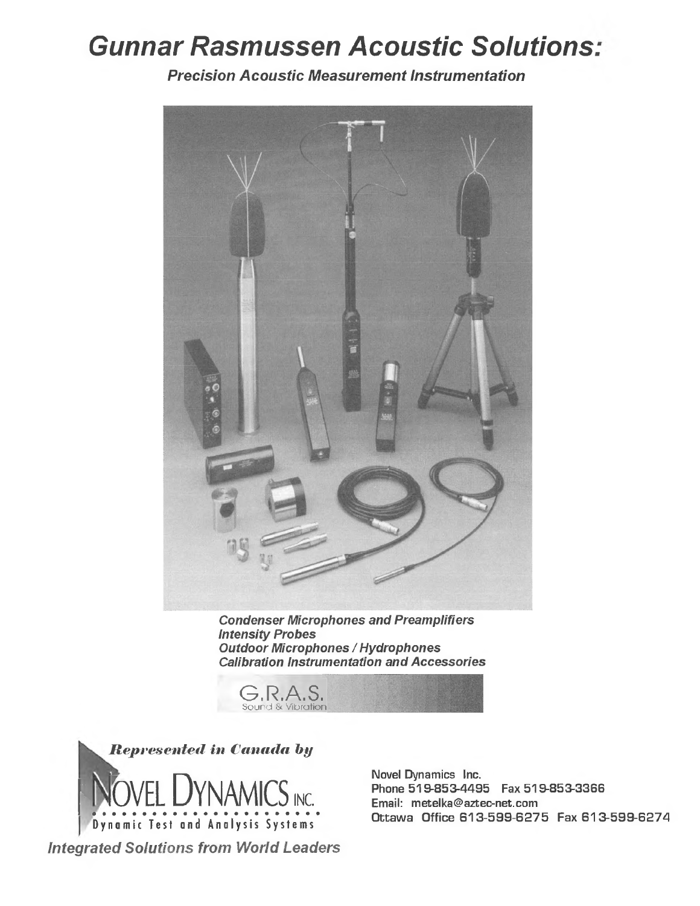# Gunnar Rasmussen Acoustic Solutions:

***Precision Acoustic Measurement Instrumentation***

*Condenser Microphones and Preamplifiers*
*Intensity Probes*
*Outdoor Microphones / Hydrophones*
*Calibration Instrumentation and Accessories*

G.R.A.S.
Sound & Vibration

***Represented in Canada by***

NOVEL DYNAMICS INC.
Dynamic Test and Analysis Systems

*Integrated Solutions from World Leaders*

Novel Dynamics Inc.
Phone 519-853-4495 Fax 519-853-3366
Email: metelka@aztec-net.com
Ottawa Office 613-599-6275 Fax 613-599-6274